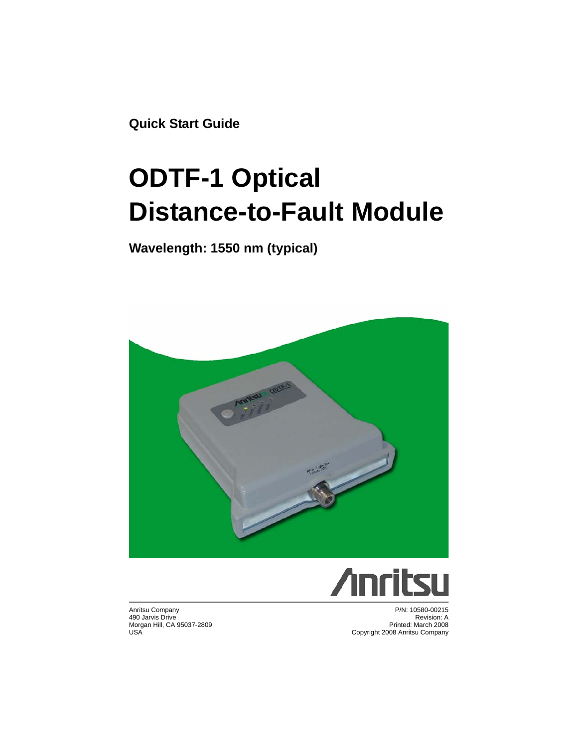**Quick Start Guide**

# ODTF-1 Optical Distance-to-Fault Module

**Wavelength: 1550 nm (typical)**

Anritsu Company
490 Jarvis Drive
Morgan Hill, CA 95037-2809
USA

P/N: 10580-00215
Revision: A
Printed: March 2008
Copyright 2008 Anritsu Company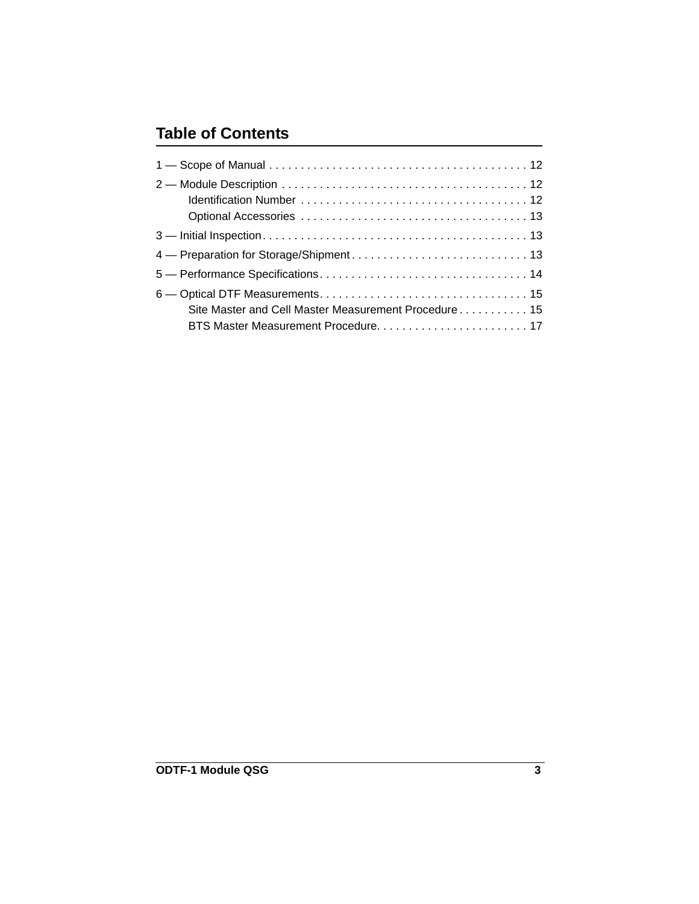# Table of Contents

1 — Scope of Manual . . . . . . . . . . . . . . . . . . . . . . . . . . . . . . . . . . . . . . . . . 12

2 — Module Description . . . . . . . . . . . . . . . . . . . . . . . . . . . . . . . . . . . . . . . 12

- Identification Number . . . . . . . . . . . . . . . . . . . . . . . . . . . . . . . . . . . . 12
- Optional Accessories . . . . . . . . . . . . . . . . . . . . . . . . . . . . . . . . . . . . 13

3 — Initial Inspection. . . . . . . . . . . . . . . . . . . . . . . . . . . . . . . . . . . . . . . . . . 13

4 — Preparation for Storage/Shipment . . . . . . . . . . . . . . . . . . . . . . . . . . . . 13

5 — Performance Specifications. . . . . . . . . . . . . . . . . . . . . . . . . . . . . . . . . 14

6 — Optical DTF Measurements. . . . . . . . . . . . . . . . . . . . . . . . . . . . . . . . . 15

- Site Master and Cell Master Measurement Procedure . . . . . . . . . . . 15
- BTS Master Measurement Procedure. . . . . . . . . . . . . . . . . . . . . . . . 17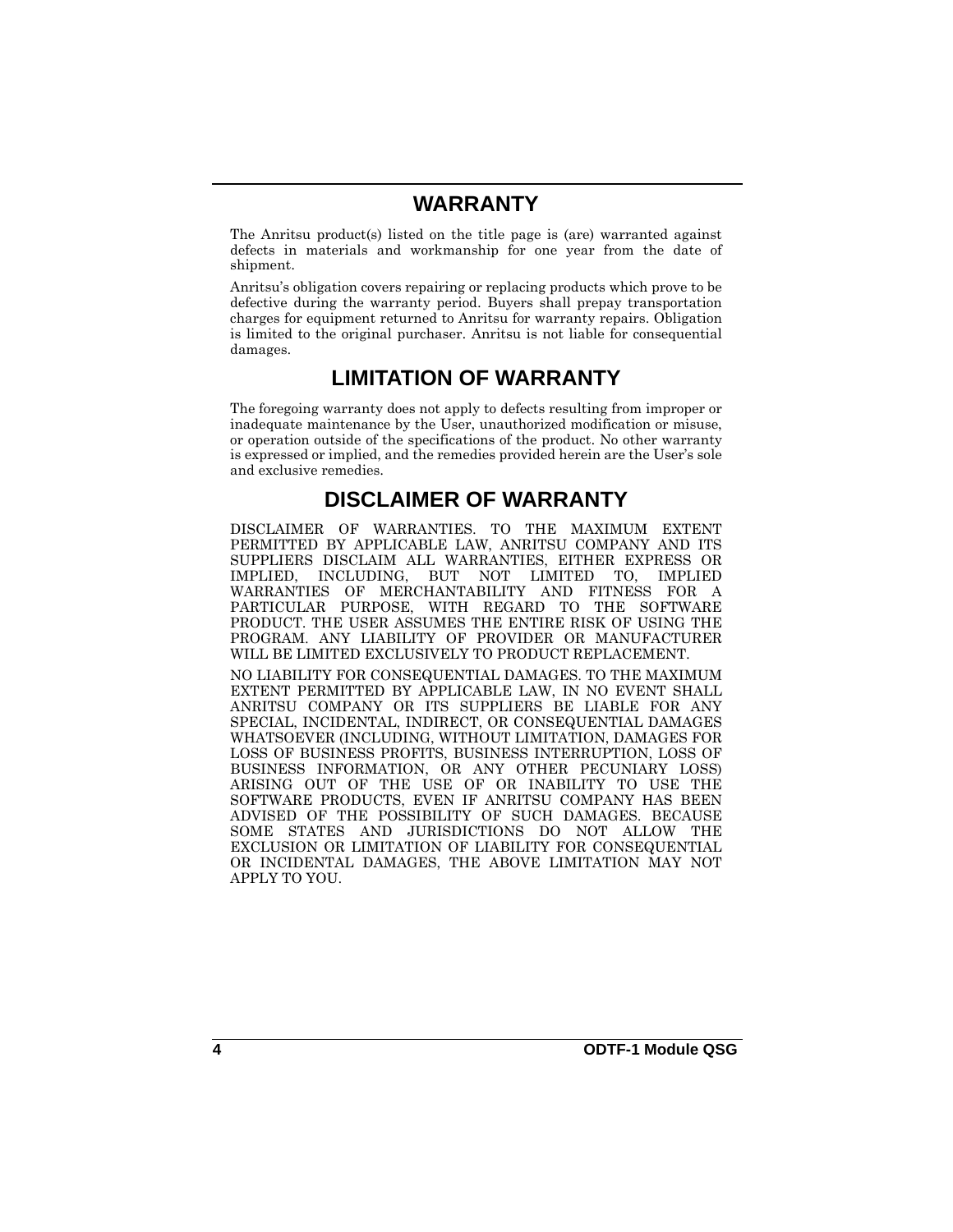## WARRANTY

The Anritsu product(s) listed on the title page is (are) warranted against defects in materials and workmanship for one year from the date of shipment.

Anritsu's obligation covers repairing or replacing products which prove to be defective during the warranty period. Buyers shall prepay transportation charges for equipment returned to Anritsu for warranty repairs. Obligation is limited to the original purchaser. Anritsu is not liable for consequential damages.

## LIMITATION OF WARRANTY

The foregoing warranty does not apply to defects resulting from improper or inadequate maintenance by the User, unauthorized modification or misuse, or operation outside of the specifications of the product. No other warranty is expressed or implied, and the remedies provided herein are the User's sole and exclusive remedies.

## DISCLAIMER OF WARRANTY

DISCLAIMER OF WARRANTIES. TO THE MAXIMUM EXTENT PERMITTED BY APPLICABLE LAW, ANRITSU COMPANY AND ITS SUPPLIERS DISCLAIM ALL WARRANTIES, EITHER EXPRESS OR IMPLIED, INCLUDING, BUT NOT LIMITED TO, IMPLIED WARRANTIES OF MERCHANTABILITY AND FITNESS FOR A PARTICULAR PURPOSE, WITH REGARD TO THE SOFTWARE PRODUCT. THE USER ASSUMES THE ENTIRE RISK OF USING THE PROGRAM. ANY LIABILITY OF PROVIDER OR MANUFACTURER WILL BE LIMITED EXCLUSIVELY TO PRODUCT REPLACEMENT.

NO LIABILITY FOR CONSEQUENTIAL DAMAGES. TO THE MAXIMUM EXTENT PERMITTED BY APPLICABLE LAW, IN NO EVENT SHALL ANRITSU COMPANY OR ITS SUPPLIERS BE LIABLE FOR ANY SPECIAL, INCIDENTAL, INDIRECT, OR CONSEQUENTIAL DAMAGES WHATSOEVER (INCLUDING, WITHOUT LIMITATION, DAMAGES FOR LOSS OF BUSINESS PROFITS, BUSINESS INTERRUPTION, LOSS OF BUSINESS INFORMATION, OR ANY OTHER PECUNIARY LOSS) ARISING OUT OF THE USE OF OR INABILITY TO USE THE SOFTWARE PRODUCTS, EVEN IF ANRITSU COMPANY HAS BEEN ADVISED OF THE POSSIBILITY OF SUCH DAMAGES. BECAUSE SOME STATES AND JURISDICTIONS DO NOT ALLOW THE EXCLUSION OR LIMITATION OF LIABILITY FOR CONSEQUENTIAL OR INCIDENTAL DAMAGES, THE ABOVE LIMITATION MAY NOT APPLY TO YOU.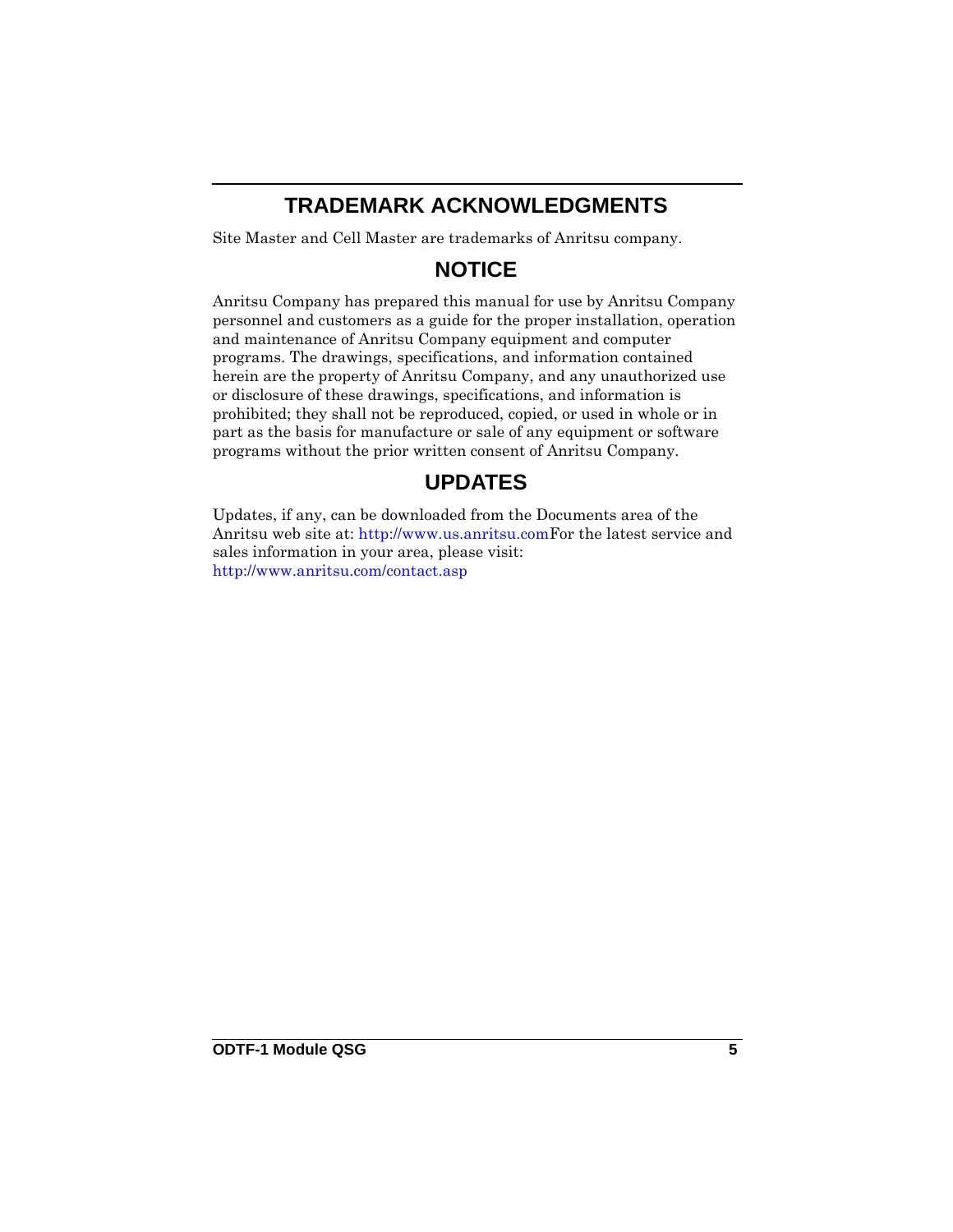## TRADEMARK ACKNOWLEDGMENTS

Site Master and Cell Master are trademarks of Anritsu company.

## NOTICE

Anritsu Company has prepared this manual for use by Anritsu Company personnel and customers as a guide for the proper installation, operation and maintenance of Anritsu Company equipment and computer programs. The drawings, specifications, and information contained herein are the property of Anritsu Company, and any unauthorized use or disclosure of these drawings, specifications, and information is prohibited; they shall not be reproduced, copied, or used in whole or in part as the basis for manufacture or sale of any equipment or software programs without the prior written consent of Anritsu Company.

## UPDATES

Updates, if any, can be downloaded from the Documents area of the Anritsu web site at: http://www.us.anritsu.comFor the latest service and sales information in your area, please visit: http://www.anritsu.com/contact.asp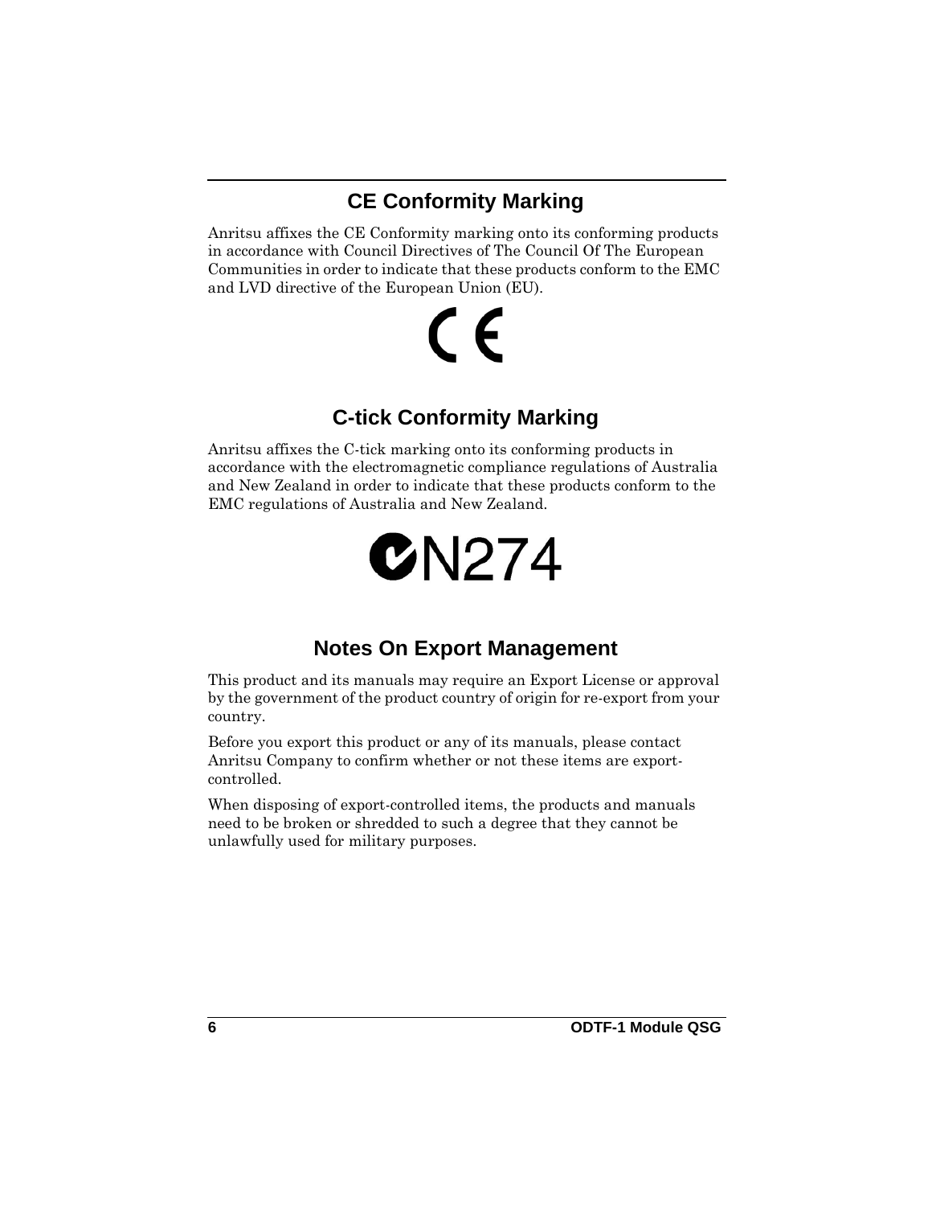## CE Conformity Marking

Anritsu affixes the CE Conformity marking onto its conforming products in accordance with Council Directives of The Council Of The European Communities in order to indicate that these products conform to the EMC and LVD directive of the European Union (EU).

CE

## C-tick Conformity Marking

Anritsu affixes the C-tick marking onto its conforming products in accordance with the electromagnetic compliance regulations of Australia and New Zealand in order to indicate that these products conform to the EMC regulations of Australia and New Zealand.

N274

## Notes On Export Management

This product and its manuals may require an Export License or approval by the government of the product country of origin for re-export from your country.

Before you export this product or any of its manuals, please contact Anritsu Company to confirm whether or not these items are export-controlled.

When disposing of export-controlled items, the products and manuals need to be broken or shredded to such a degree that they cannot be unlawfully used for military purposes.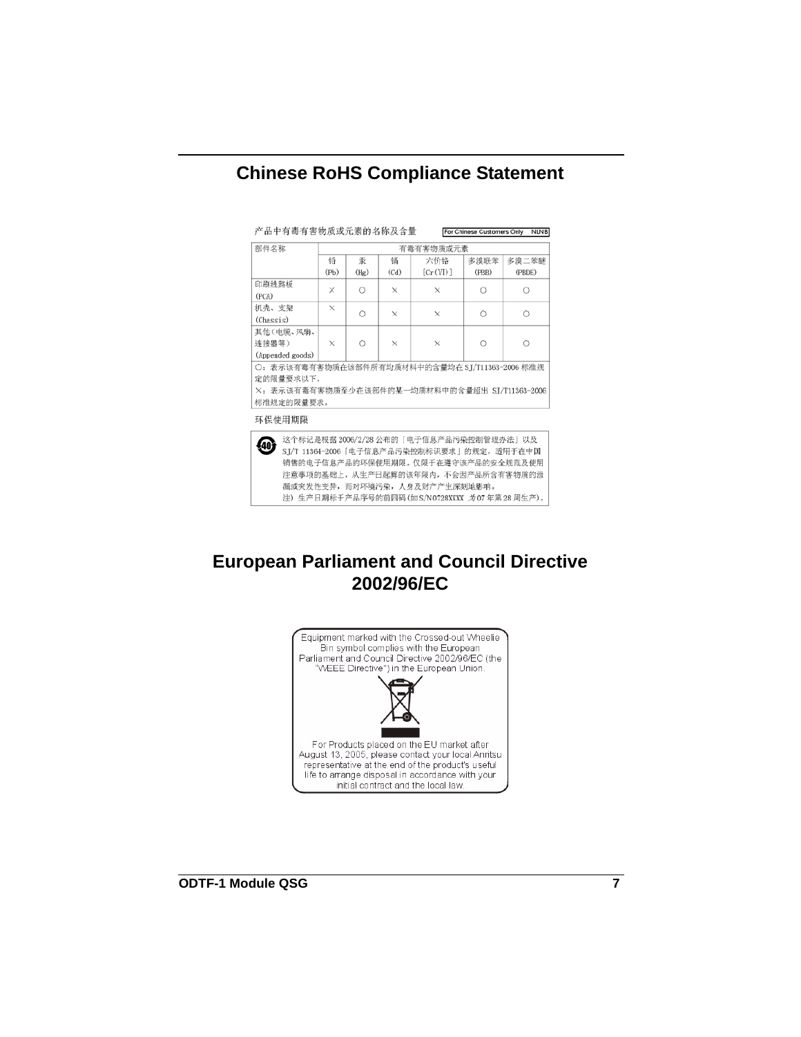# Chinese RoHS Compliance Statement

产品中有毒有害物质或元素的名称及含量　　For Chinese Customers Only　NLNB

| 部件名称 | 有毒有害物质或元素 | | | | | |
|---|---|---|---|---|---|---|
| | 铅 (Pb) | 汞 (Hg) | 镉 (Cd) | 六价铬 [Cr(VI)] | 多溴联苯 (PBB) | 多溴二苯醚 (PBDE) |
| 印刷线路板 (PCA) | × | ○ | × | × | ○ | ○ |
| 机壳、支架 (Chassis) | × | ○ | × | × | ○ | ○ |
| 其他（电缆、风扇、连接器等）(Appended goods) | × | ○ | × | × | ○ | ○ |

○：表示该有毒有害物质在该部件所有均质材料中的含量均在 SJ/T11363-2006 标准规定的限量要求以下。

×：表示该有毒有害物质至少在该部件的某一均质材料中的含量超出 SJ/T11363-2006 标准规定的限量要求。

环保使用期限

这个标记是根据 2006/2/28 公布的「电子信息产品污染控制管理办法」以及 SJ/T 11364-2006「电子信息产品污染控制标识要求」的规定，适用于在中国销售的电子信息产品的环保使用期限。仅限于在遵守该产品的安全规范及使用注意事项的基础上，从生产日起算的该年限内，不会因产品所含有害物质的泄漏或突发性变异，而对环境污染，人身及财产产生深刻地影响。

注）生产日期标于产品序号的前四码（如 S/N0728XXXX 为07 年第 28 周生产）。

# European Parliament and Council Directive 2002/96/EC

Equipment marked with the Crossed-out Wheelie Bin symbol complies with the European Parliament and Council Directive 2002/96/EC (the "WEEE Directive") in the European Union.

For Products placed on the EU market after August 13, 2005, please contact your local Anritsu representative at the end of the product's useful life to arrange disposal in accordance with your initial contract and the local law.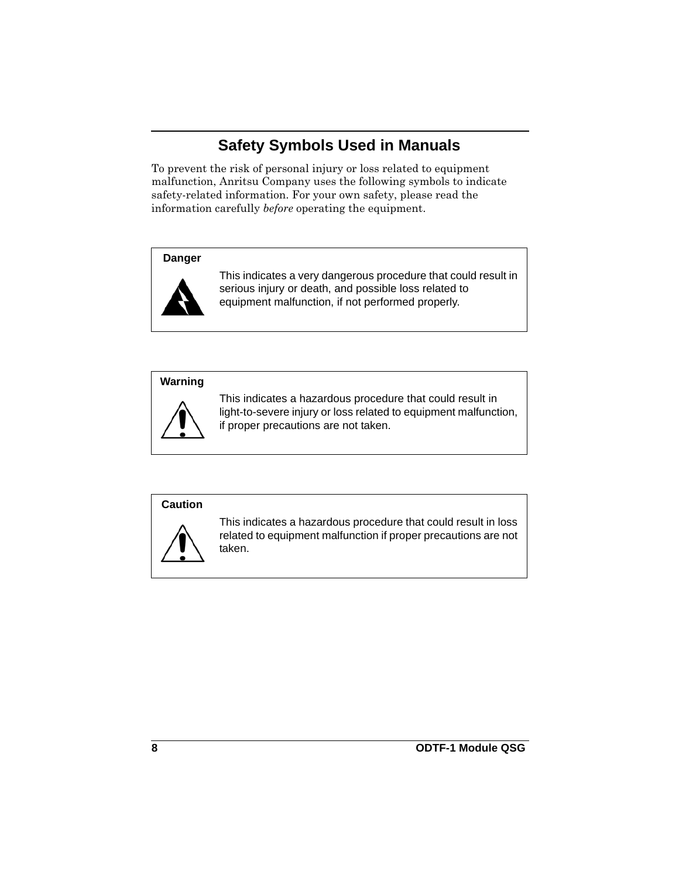## Safety Symbols Used in Manuals

To prevent the risk of personal injury or loss related to equipment malfunction, Anritsu Company uses the following symbols to indicate safety-related information. For your own safety, please read the information carefully *before* operating the equipment.

**Danger**

This indicates a very dangerous procedure that could result in serious injury or death, and possible loss related to equipment malfunction, if not performed properly.

**Warning**

This indicates a hazardous procedure that could result in light-to-severe injury or loss related to equipment malfunction, if proper precautions are not taken.

**Caution**

This indicates a hazardous procedure that could result in loss related to equipment malfunction if proper precautions are not taken.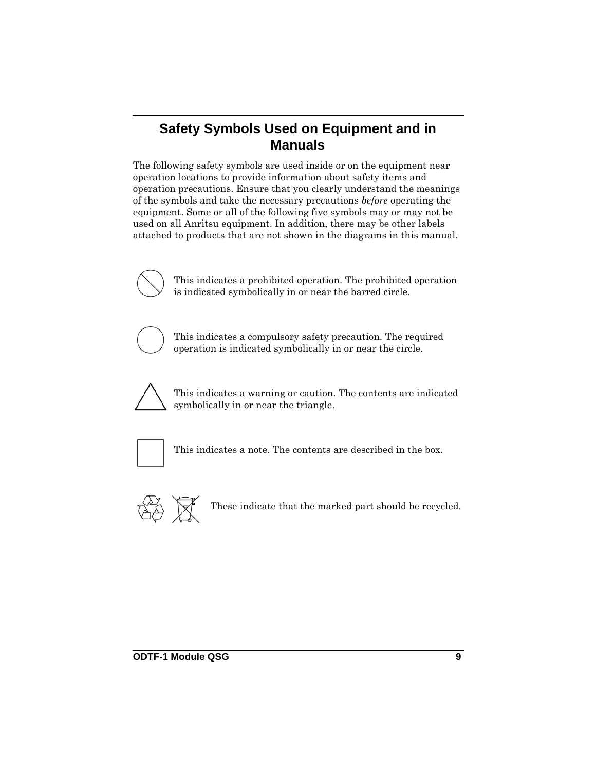## Safety Symbols Used on Equipment and in Manuals

The following safety symbols are used inside or on the equipment near operation locations to provide information about safety items and operation precautions. Ensure that you clearly understand the meanings of the symbols and take the necessary precautions *before* operating the equipment. Some or all of the following five symbols may or may not be used on all Anritsu equipment. In addition, there may be other labels attached to products that are not shown in the diagrams in this manual.

This indicates a prohibited operation. The prohibited operation is indicated symbolically in or near the barred circle.

This indicates a compulsory safety precaution. The required operation is indicated symbolically in or near the circle.

This indicates a warning or caution. The contents are indicated symbolically in or near the triangle.

This indicates a note. The contents are described in the box.

These indicate that the marked part should be recycled.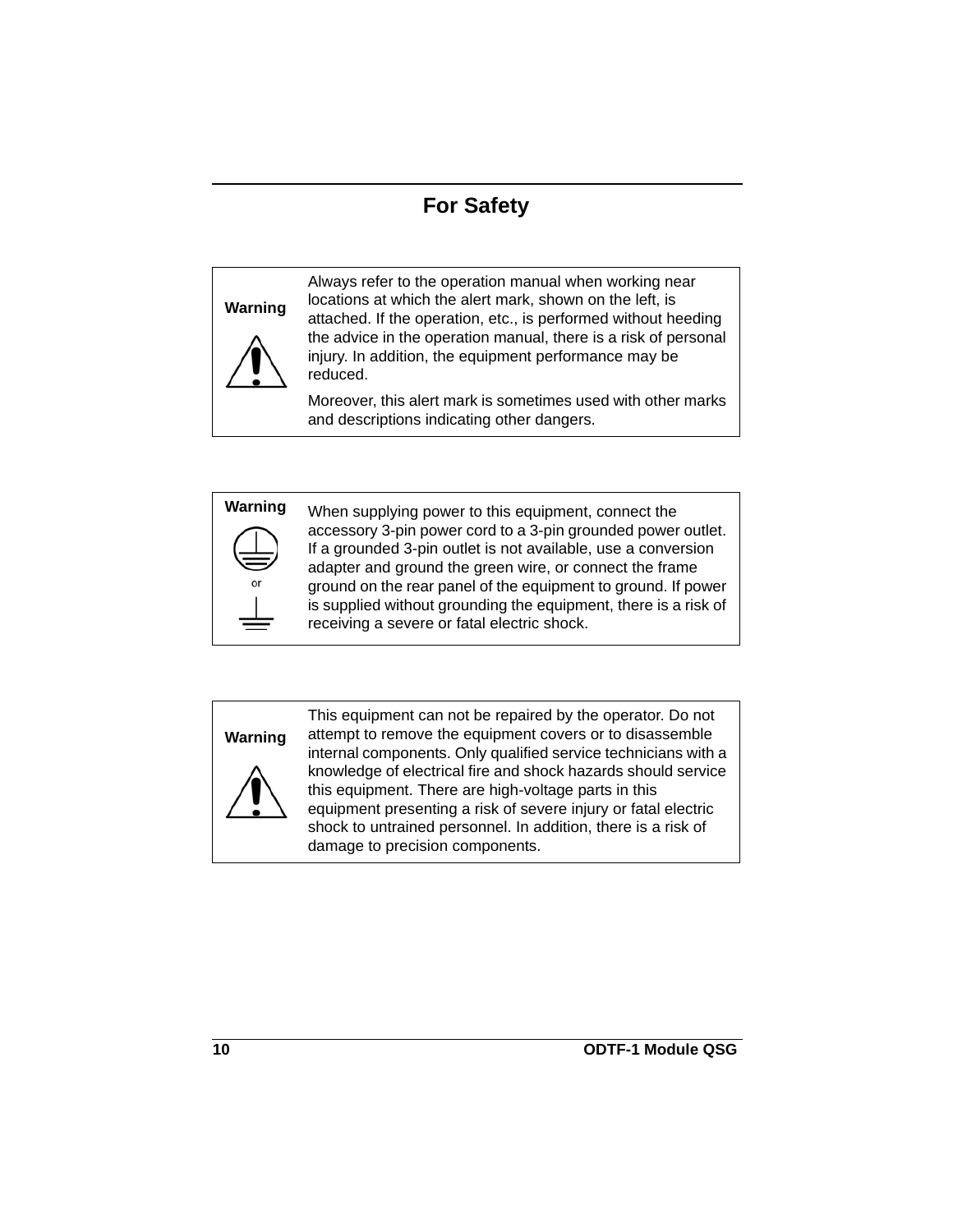# For Safety

| | |
|---|---|
| **Warning** | Always refer to the operation manual when working near locations at which the alert mark, shown on the left, is attached. If the operation, etc., is performed without heeding the advice in the operation manual, there is a risk of personal injury. In addition, the equipment performance may be reduced.<br><br>Moreover, this alert mark is sometimes used with other marks and descriptions indicating other dangers. |

| | |
|---|---|
| **Warning**<br><br>or | When supplying power to this equipment, connect the accessory 3-pin power cord to a 3-pin grounded power outlet. If a grounded 3-pin outlet is not available, use a conversion adapter and ground the green wire, or connect the frame ground on the rear panel of the equipment to ground. If power is supplied without grounding the equipment, there is a risk of receiving a severe or fatal electric shock. |

| | |
|---|---|
| **Warning** | This equipment can not be repaired by the operator. Do not attempt to remove the equipment covers or to disassemble internal components. Only qualified service technicians with a knowledge of electrical fire and shock hazards should service this equipment. There are high-voltage parts in this equipment presenting a risk of severe injury or fatal electric shock to untrained personnel. In addition, there is a risk of damage to precision components. |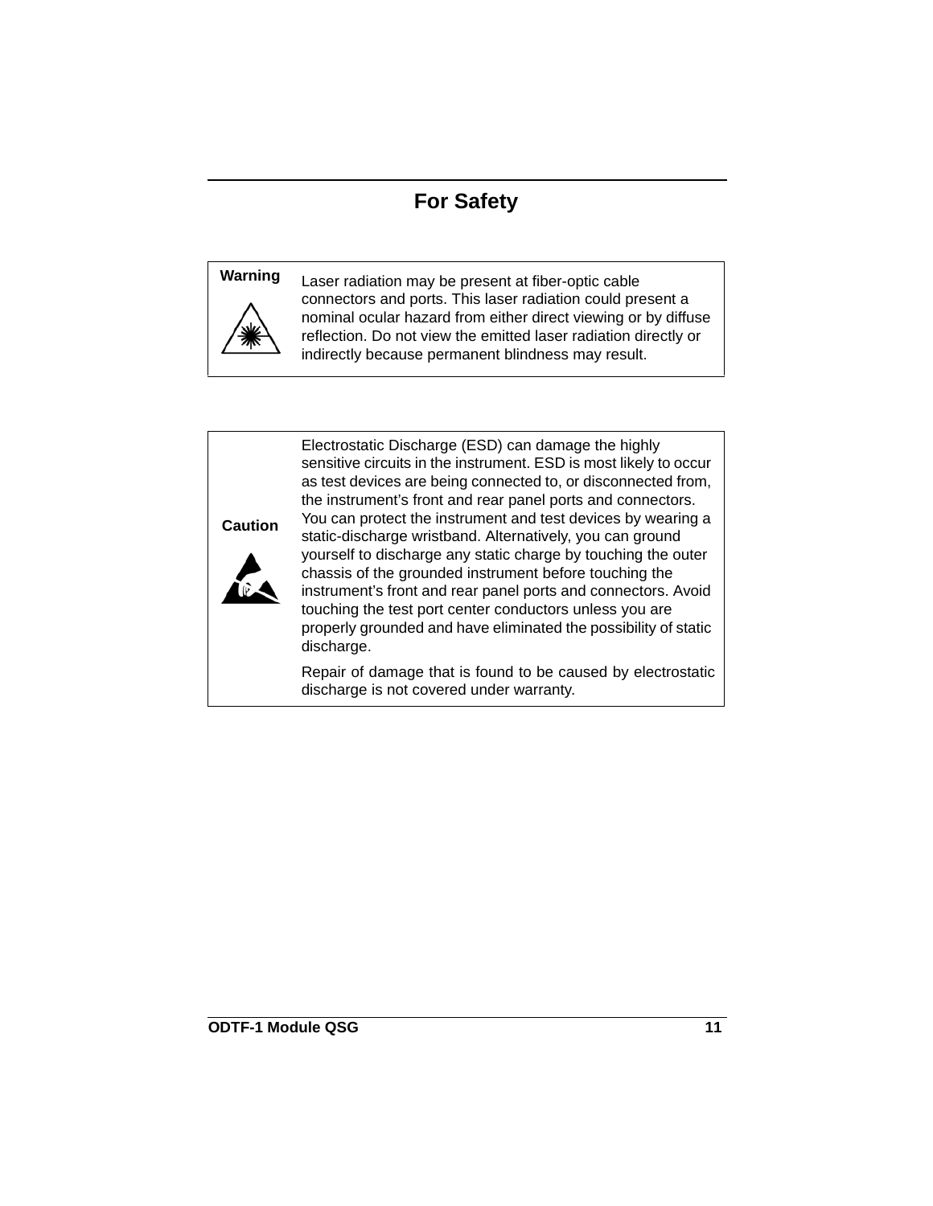# For Safety

| Warning | Laser radiation may be present at fiber-optic cable connectors and ports. This laser radiation could present a nominal ocular hazard from either direct viewing or by diffuse reflection. Do not view the emitted laser radiation directly or indirectly because permanent blindness may result. |
|---|---|

| Caution | Electrostatic Discharge (ESD) can damage the highly sensitive circuits in the instrument. ESD is most likely to occur as test devices are being connected to, or disconnected from, the instrument’s front and rear panel ports and connectors. You can protect the instrument and test devices by wearing a static-discharge wristband. Alternatively, you can ground yourself to discharge any static charge by touching the outer chassis of the grounded instrument before touching the instrument’s front and rear panel ports and connectors. Avoid touching the test port center conductors unless you are properly grounded and have eliminated the possibility of static discharge.<br><br>Repair of damage that is found to be caused by electrostatic discharge is not covered under warranty. |
|---|---|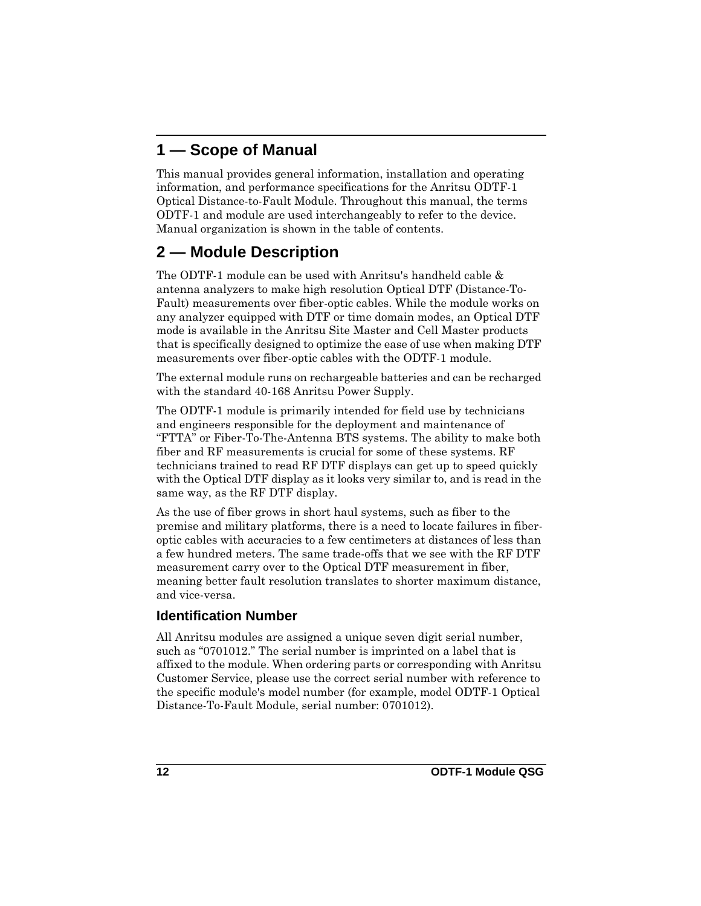# 1 — Scope of Manual

This manual provides general information, installation and operating information, and performance specifications for the Anritsu ODTF-1 Optical Distance-to-Fault Module. Throughout this manual, the terms ODTF-1 and module are used interchangeably to refer to the device. Manual organization is shown in the table of contents.

# 2 — Module Description

The ODTF-1 module can be used with Anritsu's handheld cable & antenna analyzers to make high resolution Optical DTF (Distance-To-Fault) measurements over fiber-optic cables. While the module works on any analyzer equipped with DTF or time domain modes, an Optical DTF mode is available in the Anritsu Site Master and Cell Master products that is specifically designed to optimize the ease of use when making DTF measurements over fiber-optic cables with the ODTF-1 module.

The external module runs on rechargeable batteries and can be recharged with the standard 40-168 Anritsu Power Supply.

The ODTF-1 module is primarily intended for field use by technicians and engineers responsible for the deployment and maintenance of "FTTA" or Fiber-To-The-Antenna BTS systems. The ability to make both fiber and RF measurements is crucial for some of these systems. RF technicians trained to read RF DTF displays can get up to speed quickly with the Optical DTF display as it looks very similar to, and is read in the same way, as the RF DTF display.

As the use of fiber grows in short haul systems, such as fiber to the premise and military platforms, there is a need to locate failures in fiber-optic cables with accuracies to a few centimeters at distances of less than a few hundred meters. The same trade-offs that we see with the RF DTF measurement carry over to the Optical DTF measurement in fiber, meaning better fault resolution translates to shorter maximum distance, and vice-versa.

## Identification Number

All Anritsu modules are assigned a unique seven digit serial number, such as "0701012." The serial number is imprinted on a label that is affixed to the module. When ordering parts or corresponding with Anritsu Customer Service, please use the correct serial number with reference to the specific module's model number (for example, model ODTF-1 Optical Distance-To-Fault Module, serial number: 0701012).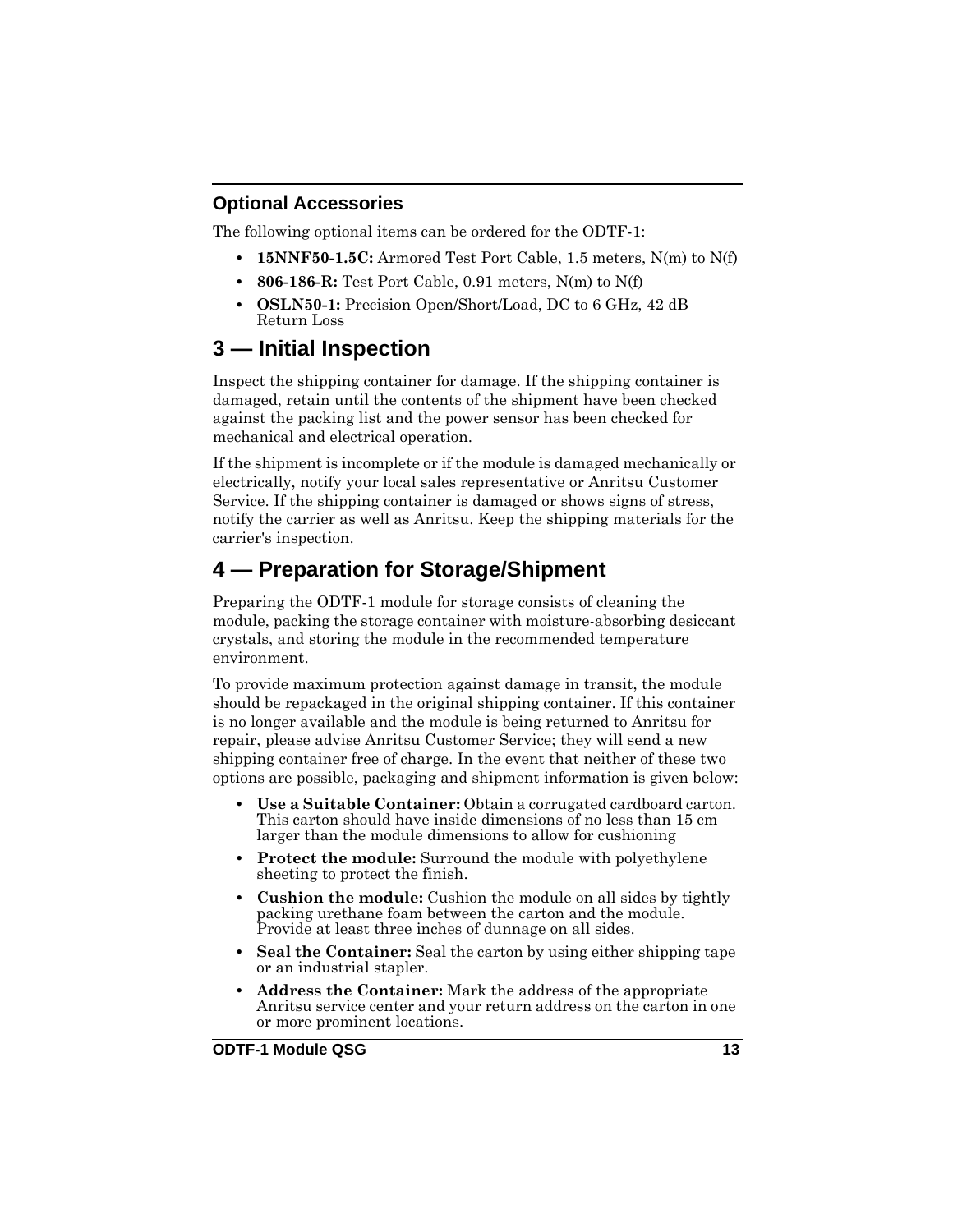### Optional Accessories

The following optional items can be ordered for the ODTF-1:

- **15NNF50-1.5C:** Armored Test Port Cable, 1.5 meters, N(m) to N(f)
- **806-186-R:** Test Port Cable, 0.91 meters, N(m) to N(f)
- **OSLN50-1:** Precision Open/Short/Load, DC to 6 GHz, 42 dB Return Loss

## 3 — Initial Inspection

Inspect the shipping container for damage. If the shipping container is damaged, retain until the contents of the shipment have been checked against the packing list and the power sensor has been checked for mechanical and electrical operation.

If the shipment is incomplete or if the module is damaged mechanically or electrically, notify your local sales representative or Anritsu Customer Service. If the shipping container is damaged or shows signs of stress, notify the carrier as well as Anritsu. Keep the shipping materials for the carrier's inspection.

## 4 — Preparation for Storage/Shipment

Preparing the ODTF-1 module for storage consists of cleaning the module, packing the storage container with moisture-absorbing desiccant crystals, and storing the module in the recommended temperature environment.

To provide maximum protection against damage in transit, the module should be repackaged in the original shipping container. If this container is no longer available and the module is being returned to Anritsu for repair, please advise Anritsu Customer Service; they will send a new shipping container free of charge. In the event that neither of these two options are possible, packaging and shipment information is given below:

- **Use a Suitable Container:** Obtain a corrugated cardboard carton. This carton should have inside dimensions of no less than 15 cm larger than the module dimensions to allow for cushioning
- **Protect the module:** Surround the module with polyethylene sheeting to protect the finish.
- **Cushion the module:** Cushion the module on all sides by tightly packing urethane foam between the carton and the module. Provide at least three inches of dunnage on all sides.
- **Seal the Container:** Seal the carton by using either shipping tape or an industrial stapler.
- **Address the Container:** Mark the address of the appropriate Anritsu service center and your return address on the carton in one or more prominent locations.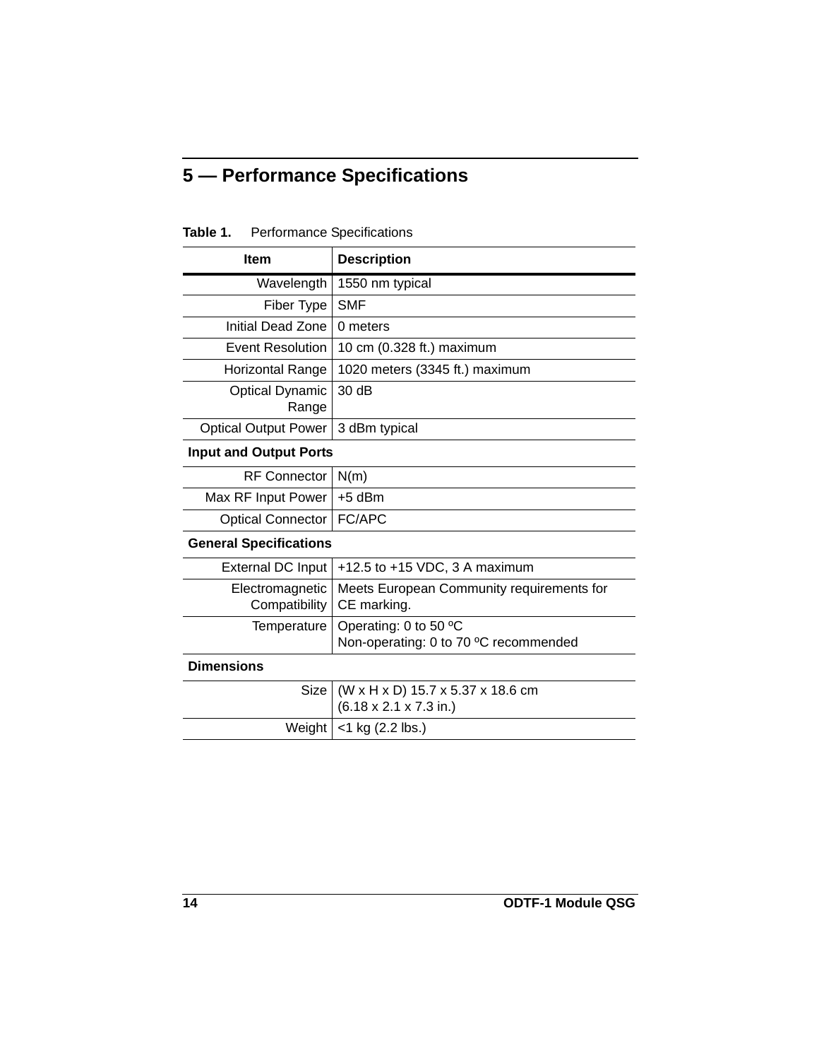# 5 — Performance Specifications

**Table 1.** Performance Specifications

| Item | Description |
|---|---|
| Wavelength | 1550 nm typical |
| Fiber Type | SMF |
| Initial Dead Zone | 0 meters |
| Event Resolution | 10 cm (0.328 ft.) maximum |
| Horizontal Range | 1020 meters (3345 ft.) maximum |
| Optical Dynamic Range | 30 dB |
| Optical Output Power | 3 dBm typical |
| **Input and Output Ports** | |
| RF Connector | N(m) |
| Max RF Input Power | +5 dBm |
| Optical Connector | FC/APC |
| **General Specifications** | |
| External DC Input | +12.5 to +15 VDC, 3 A maximum |
| Electromagnetic Compatibility | Meets European Community requirements for CE marking. |
| Temperature | Operating: 0 to 50 ºC<br>Non-operating: 0 to 70 ºC recommended |
| **Dimensions** | |
| Size | (W x H x D) 15.7 x 5.37 x 18.6 cm<br>(6.18 x 2.1 x 7.3 in.) |
| Weight | <1 kg (2.2 lbs.) |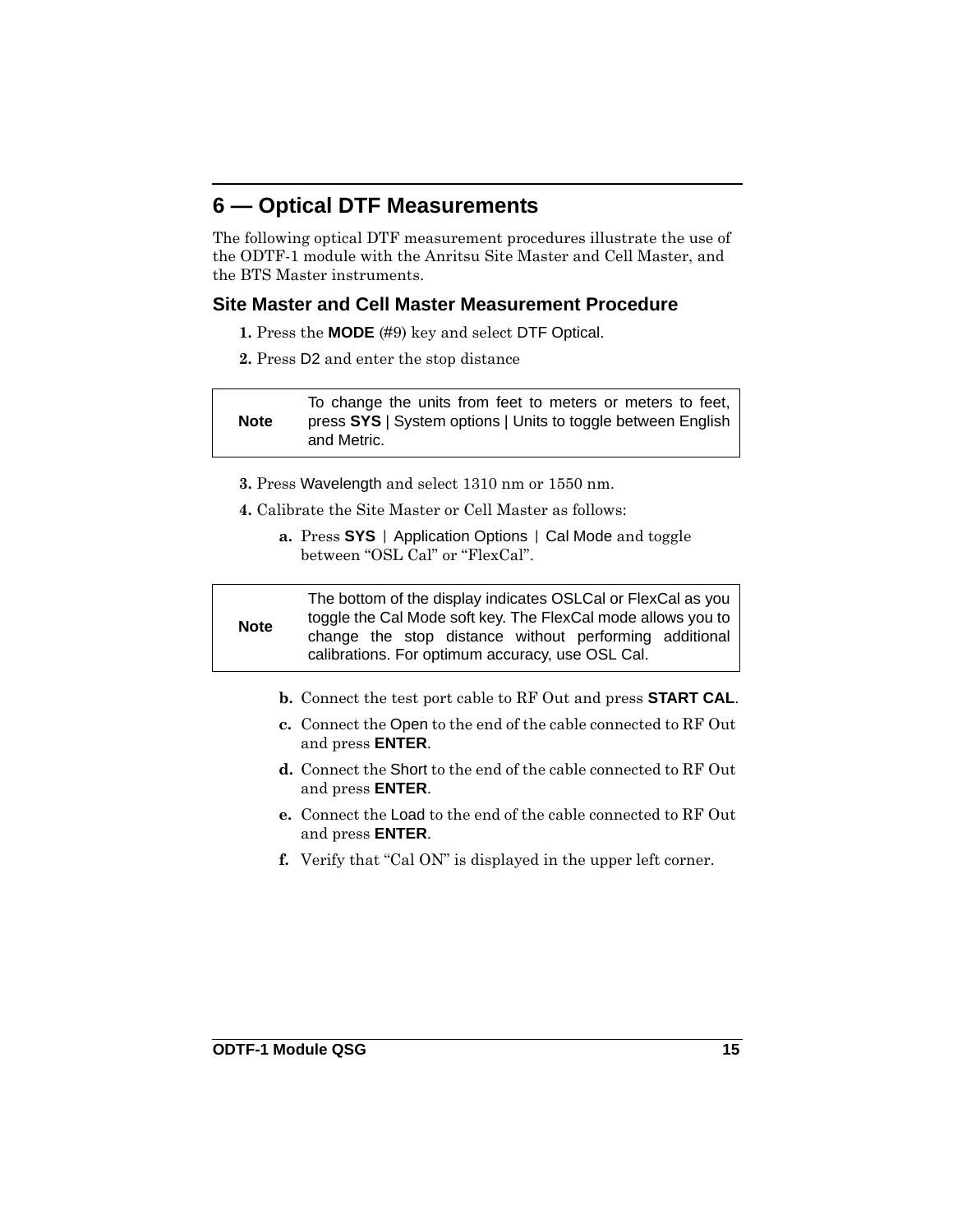# 6 — Optical DTF Measurements

The following optical DTF measurement procedures illustrate the use of the ODTF-1 module with the Anritsu Site Master and Cell Master, and the BTS Master instruments.

## Site Master and Cell Master Measurement Procedure

1. Press the **MODE** (#9) key and select DTF Optical.
2. Press D2 and enter the stop distance

| **Note** | To change the units from feet to meters or meters to feet, press **SYS** \| System options \| Units to toggle between English and Metric. |
|---|---|

3. Press Wavelength and select 1310 nm or 1550 nm.
4. Calibrate the Site Master or Cell Master as follows:
   - **a.** Press **SYS** | Application Options | Cal Mode and toggle between “OSL Cal” or “FlexCal”.

| **Note** | The bottom of the display indicates OSLCal or FlexCal as you toggle the Cal Mode soft key. The FlexCal mode allows you to change the stop distance without performing additional calibrations. For optimum accuracy, use OSL Cal. |
|---|---|

   - **b.** Connect the test port cable to RF Out and press **START CAL**.
   - **c.** Connect the Open to the end of the cable connected to RF Out and press **ENTER**.
   - **d.** Connect the Short to the end of the cable connected to RF Out and press **ENTER**.
   - **e.** Connect the Load to the end of the cable connected to RF Out and press **ENTER**.
   - **f.** Verify that “Cal ON” is displayed in the upper left corner.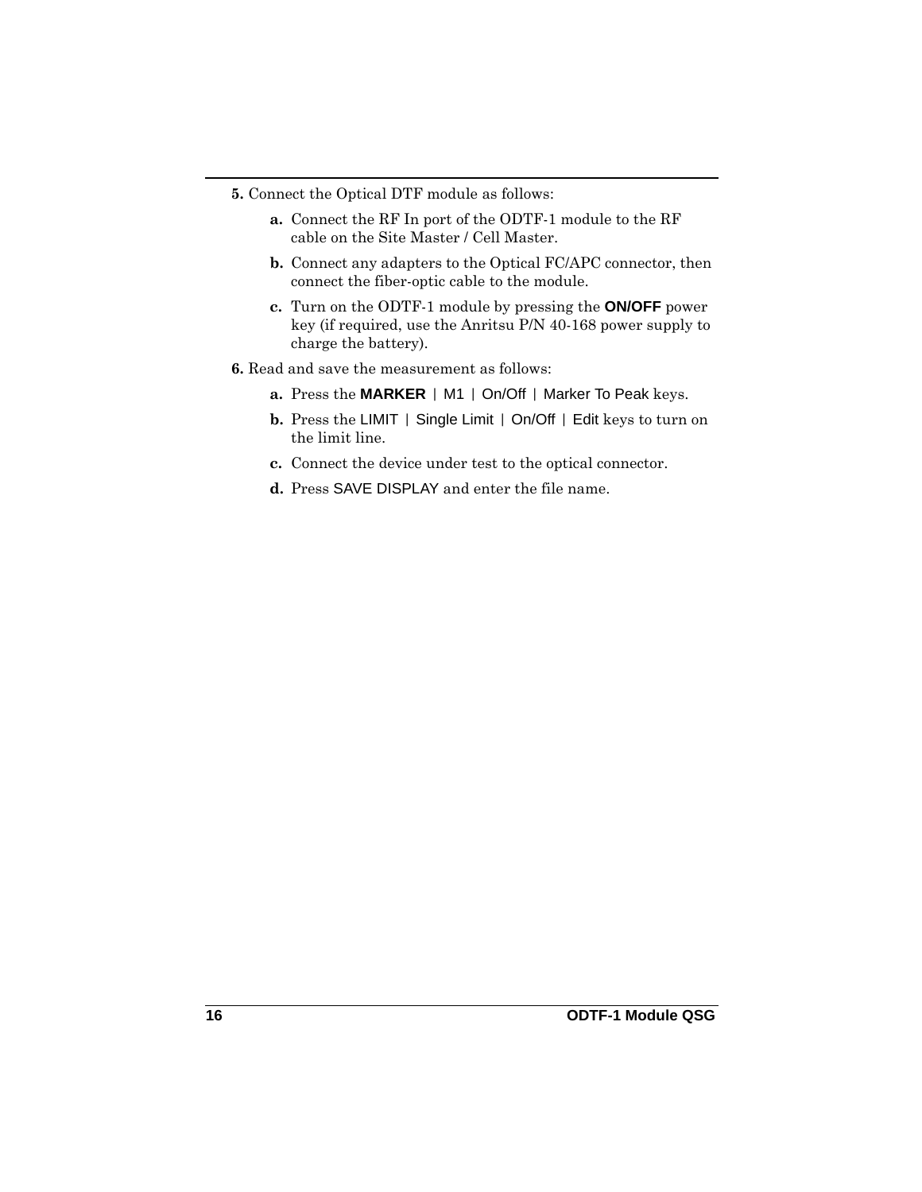**5.** Connect the Optical DTF module as follows:

   **a.** Connect the RF In port of the ODTF-1 module to the RF cable on the Site Master / Cell Master.

   **b.** Connect any adapters to the Optical FC/APC connector, then connect the fiber-optic cable to the module.

   **c.** Turn on the ODTF-1 module by pressing the **ON/OFF** power key (if required, use the Anritsu P/N 40-168 power supply to charge the battery).

**6.** Read and save the measurement as follows:

   **a.** Press the **MARKER** | M1 | On/Off | Marker To Peak keys.

   **b.** Press the LIMIT | Single Limit | On/Off | Edit keys to turn on the limit line.

   **c.** Connect the device under test to the optical connector.

   **d.** Press SAVE DISPLAY and enter the file name.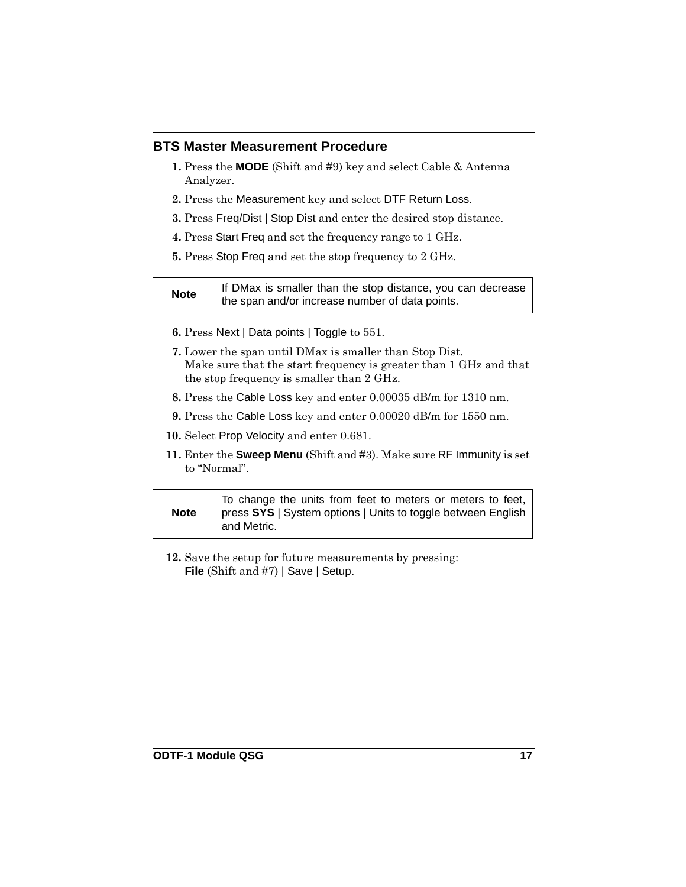## BTS Master Measurement Procedure

1. Press the **MODE** (Shift and #9) key and select Cable & Antenna Analyzer.
2. Press the Measurement key and select DTF Return Loss.
3. Press Freq/Dist | Stop Dist and enter the desired stop distance.
4. Press Start Freq and set the frequency range to 1 GHz.
5. Press Stop Freq and set the stop frequency to 2 GHz.

| **Note** | If DMax is smaller than the stop distance, you can decrease the span and/or increase number of data points. |
|---|---|

6. Press Next | Data points | Toggle to 551.
7. Lower the span until DMax is smaller than Stop Dist. Make sure that the start frequency is greater than 1 GHz and that the stop frequency is smaller than 2 GHz.
8. Press the Cable Loss key and enter 0.00035 dB/m for 1310 nm.
9. Press the Cable Loss key and enter 0.00020 dB/m for 1550 nm.
10. Select Prop Velocity and enter 0.681.
11. Enter the **Sweep Menu** (Shift and #3). Make sure RF Immunity is set to "Normal".

| **Note** | To change the units from feet to meters or meters to feet, press **SYS** \| System options \| Units to toggle between English and Metric. |
|---|---|

12. Save the setup for future measurements by pressing: **File** (Shift and #7) | Save | Setup.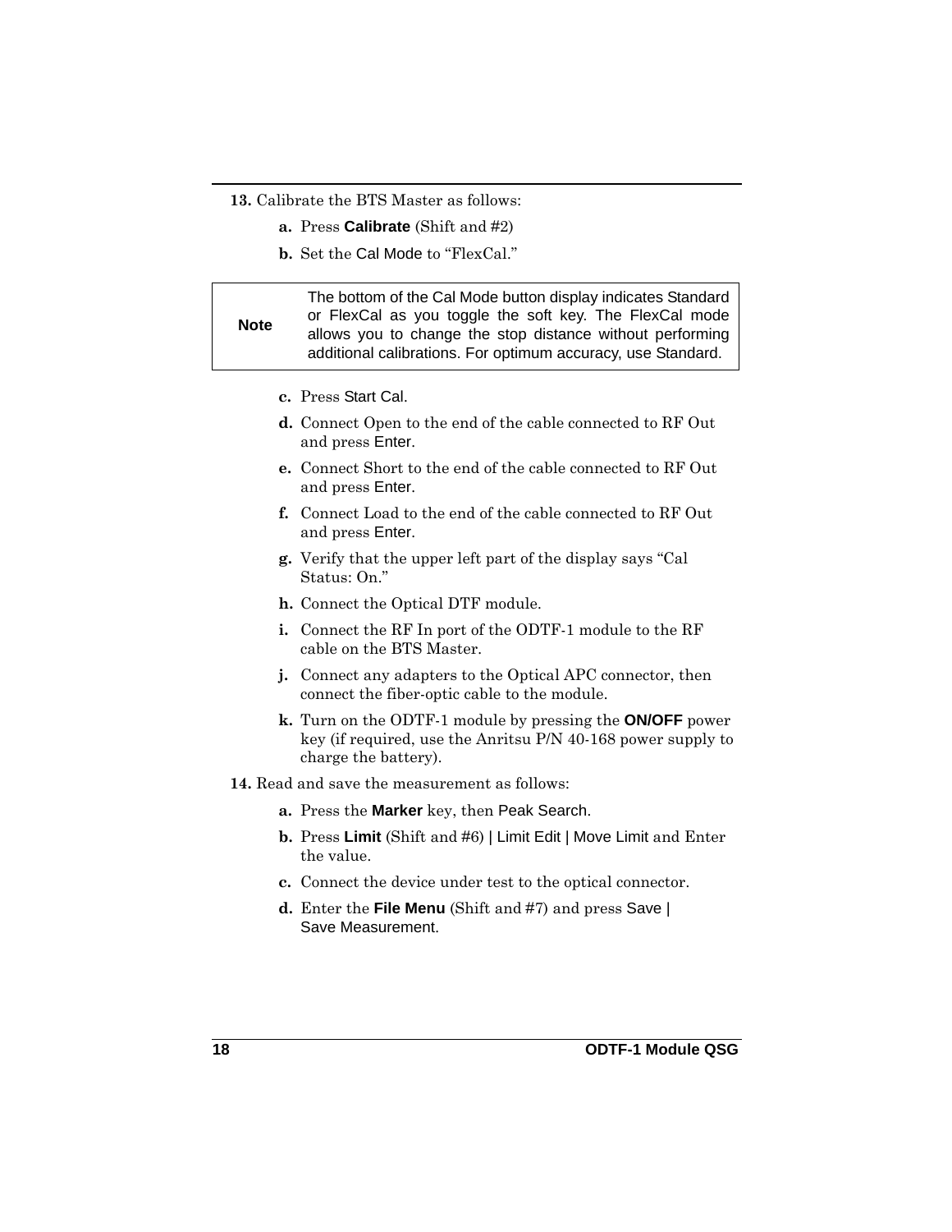**13.** Calibrate the BTS Master as follows:

- **a.** Press **Calibrate** (Shift and #2)
- **b.** Set the Cal Mode to "FlexCal."

| **Note** | The bottom of the Cal Mode button display indicates Standard or FlexCal as you toggle the soft key. The FlexCal mode allows you to change the stop distance without performing additional calibrations. For optimum accuracy, use Standard. |
|---|---|

- **c.** Press Start Cal.
- **d.** Connect Open to the end of the cable connected to RF Out and press Enter.
- **e.** Connect Short to the end of the cable connected to RF Out and press Enter.
- **f.** Connect Load to the end of the cable connected to RF Out and press Enter.
- **g.** Verify that the upper left part of the display says "Cal Status: On."
- **h.** Connect the Optical DTF module.
- **i.** Connect the RF In port of the ODTF-1 module to the RF cable on the BTS Master.
- **j.** Connect any adapters to the Optical APC connector, then connect the fiber-optic cable to the module.
- **k.** Turn on the ODTF-1 module by pressing the **ON/OFF** power key (if required, use the Anritsu P/N 40-168 power supply to charge the battery).

**14.** Read and save the measurement as follows:

- **a.** Press the **Marker** key, then Peak Search.
- **b.** Press **Limit** (Shift and #6) | Limit Edit | Move Limit and Enter the value.
- **c.** Connect the device under test to the optical connector.
- **d.** Enter the **File Menu** (Shift and #7) and press Save | Save Measurement.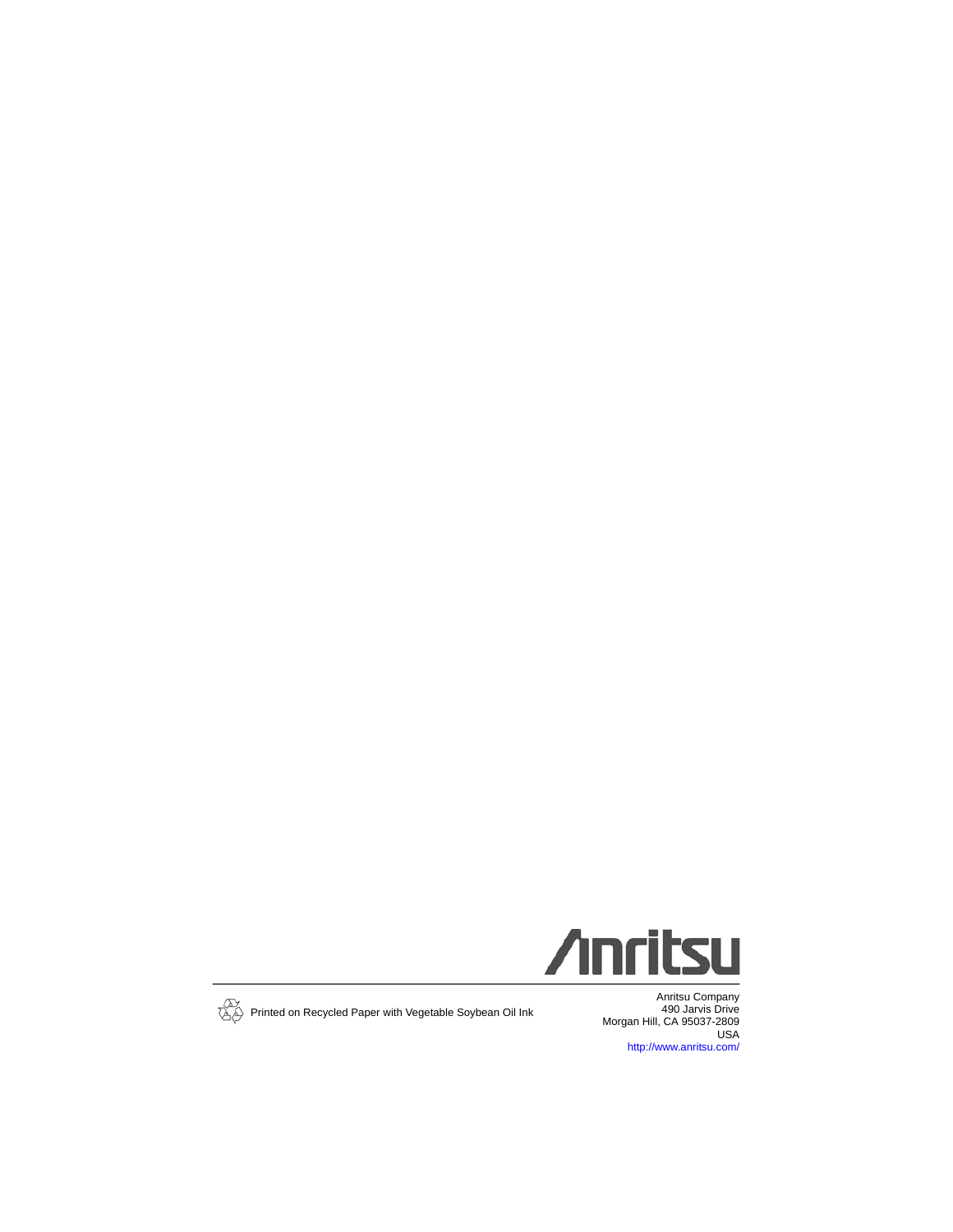Anritsu

Printed on Recycled Paper with Vegetable Soybean Oil Ink

Anritsu Company
490 Jarvis Drive
Morgan Hill, CA 95037-2809
USA
http://www.anritsu.com/